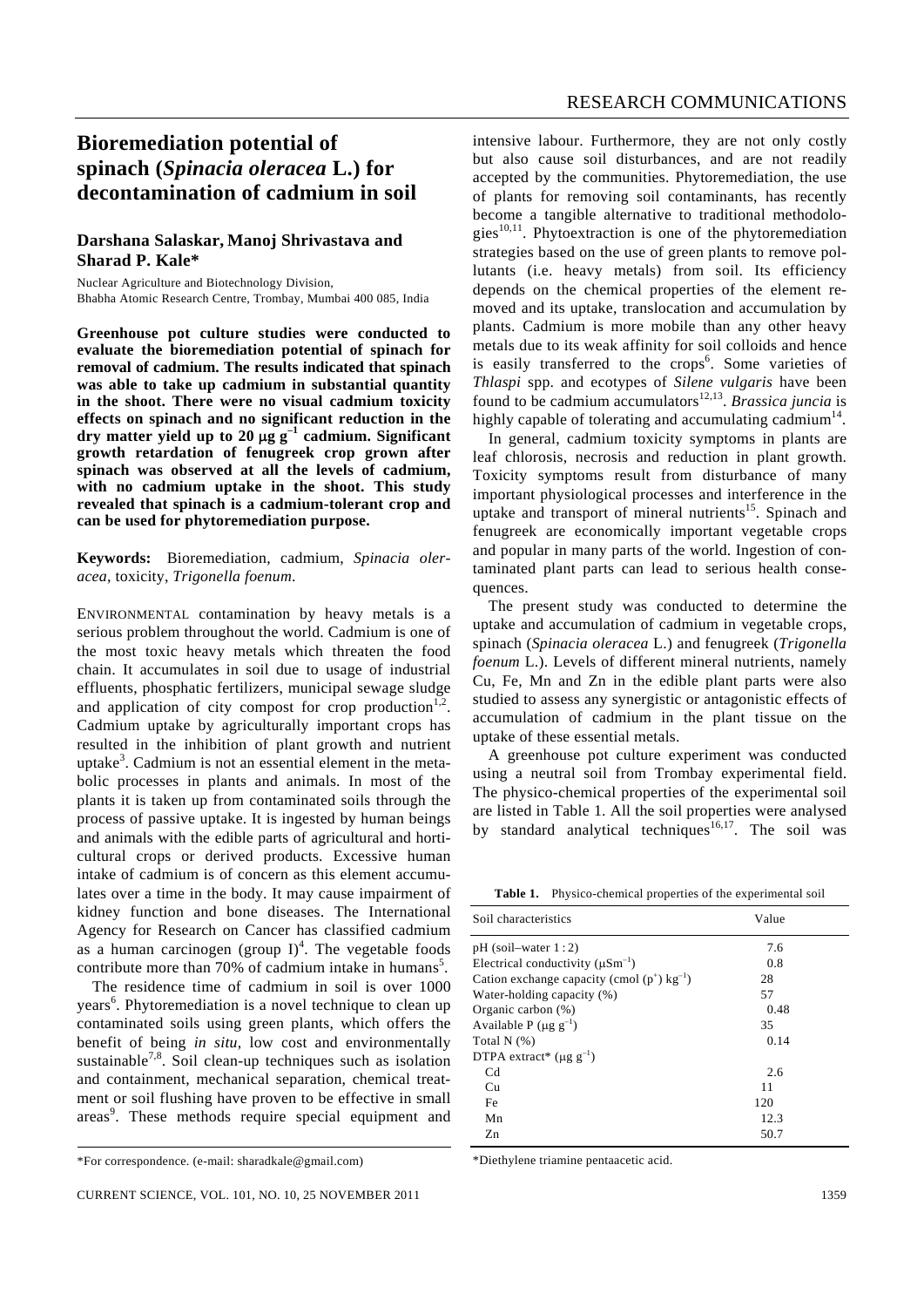# Bioremediation potential of spinach (*Spinacia oleracea* L.) for decontamination of cadmium in soil

**Darshana Salaskar, Manoj Shrivastava and Sharad P. Kale***

Nuclear Agriculture and Biotechnology Division, Bhabha Atomic Research Centre, Trombay, Mumbai 400 085, India

**Greenhouse pot culture studies were conducted to evaluate the bioremediation potential of spinach for removal of cadmium. The results indicated that spinach was able to take up cadmium in substantial quantity in the shoot. There were no visual cadmium toxicity effects on spinach and no significant reduction in the dry matter yield up to 20 μg g$^{-1}$ cadmium. Significant growth retardation of fenugreek crop grown after spinach was observed at all the levels of cadmium, with no cadmium uptake in the shoot. This study revealed that spinach is a cadmium-tolerant crop and can be used for phytoremediation purpose.**

**Keywords:** Bioremediation, cadmium, *Spinacia oleracea*, toxicity, *Trigonella foenum*.

ENVIRONMENTAL contamination by heavy metals is a serious problem throughout the world. Cadmium is one of the most toxic heavy metals which threaten the food chain. It accumulates in soil due to usage of industrial effluents, phosphatic fertilizers, municipal sewage sludge and application of city compost for crop production[1,2]. Cadmium uptake by agriculturally important crops has resulted in the inhibition of plant growth and nutrient uptake[3]. Cadmium is not an essential element in the metabolic processes in plants and animals. In most of the plants it is taken up from contaminated soils through the process of passive uptake. It is ingested by human beings and animals with the edible parts of agricultural and horticultural crops or derived products. Excessive human intake of cadmium is of concern as this element accumulates over a time in the body. It may cause impairment of kidney function and bone diseases. The International Agency for Research on Cancer has classified cadmium as a human carcinogen (group I)[4]. The vegetable foods contribute more than 70% of cadmium intake in humans[5].

The residence time of cadmium in soil is over 1000 years[6]. Phytoremediation is a novel technique to clean up contaminated soils using green plants, which offers the benefit of being *in situ*, low cost and environmentally sustainable[7,8]. Soil clean-up techniques such as isolation and containment, mechanical separation, chemical treatment or soil flushing have proven to be effective in small areas[9]. These methods require special equipment and intensive labour. Furthermore, they are not only costly but also cause soil disturbances, and are not readily accepted by the communities. Phytoremediation, the use of plants for removing soil contaminants, has recently become a tangible alternative to traditional methodologies[10,11]. Phytoextraction is one of the phytoremediation strategies based on the use of green plants to remove pollutants (i.e. heavy metals) from soil. Its efficiency depends on the chemical properties of the element removed and its uptake, translocation and accumulation by plants. Cadmium is more mobile than any other heavy metals due to its weak affinity for soil colloids and hence is easily transferred to the crops[6]. Some varieties of *Thlaspi* spp. and ecotypes of *Silene vulgaris* have been found to be cadmium accumulators[12,13]. *Brassica juncia* is highly capable of tolerating and accumulating cadmium[14].

In general, cadmium toxicity symptoms in plants are leaf chlorosis, necrosis and reduction in plant growth. Toxicity symptoms result from disturbance of many important physiological processes and interference in the uptake and transport of mineral nutrients[15]. Spinach and fenugreek are economically important vegetable crops and popular in many parts of the world. Ingestion of contaminated plant parts can lead to serious health consequences.

The present study was conducted to determine the uptake and accumulation of cadmium in vegetable crops, spinach (*Spinacia oleracea* L.) and fenugreek (*Trigonella foenum* L.). Levels of different mineral nutrients, namely Cu, Fe, Mn and Zn in the edible plant parts were also studied to assess any synergistic or antagonistic effects of accumulation of cadmium in the plant tissue on the uptake of these essential metals.

A greenhouse pot culture experiment was conducted using a neutral soil from Trombay experimental field. The physico-chemical properties of the experimental soil are listed in Table 1. All the soil properties were analysed by standard analytical techniques[16,17]. The soil was

**Table 1.** Physico-chemical properties of the experimental soil

| Soil characteristics | Value |
|---|---|
| pH (soil–water 1 : 2) | 7.6 |
| Electrical conductivity (μSm$^{-1}$) | 0.8 |
| Cation exchange capacity (cmol (p$^{+}$) kg$^{-1}$) | 28 |
| Water-holding capacity (%) | 57 |
| Organic carbon (%) | 0.48 |
| Available P (μg g$^{-1}$) | 35 |
| Total N (%) | 0.14 |
| DTPA extract* (μg g$^{-1}$) | |
| Cd | 2.6 |
| Cu | 11 |
| Fe | 120 |
| Mn | 12.3 |
| Zn | 50.7 |

*Diethylene triamine pentaacetic acid.

*For correspondence. (e-mail: sharadkale@gmail.com)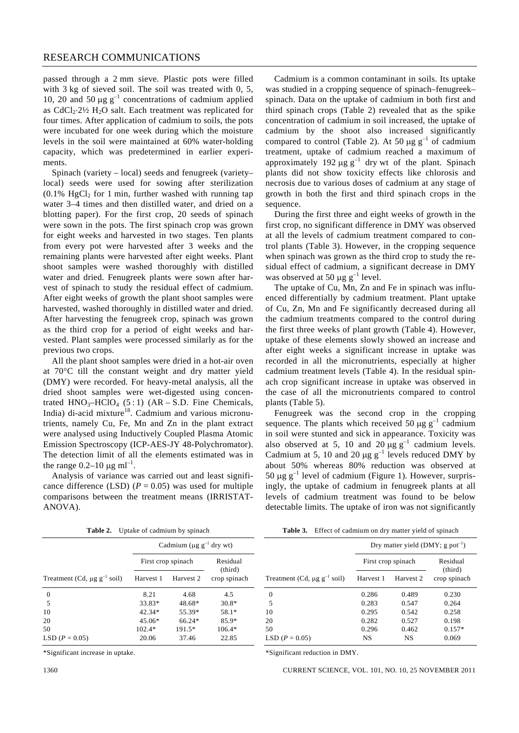passed through a 2 mm sieve. Plastic pots were filled with 3 kg of sieved soil. The soil was treated with 0, 5, 10, 20 and 50 $\mu g\ g^{-1}$ concentrations of cadmium applied as $CdCl_2 \cdot 2\frac{1}{2}\ H_2O$ salt. Each treatment was replicated for four times. After application of cadmium to soils, the pots were incubated for one week during which the moisture levels in the soil were maintained at 60% water-holding capacity, which was predetermined in earlier experiments.

Spinach (variety – local) seeds and fenugreek (variety–local) seeds were used for sowing after sterilization (0.1% $HgCl_2$ for 1 min, further washed with running tap water 3–4 times and then distilled water, and dried on a blotting paper). For the first crop, 20 seeds of spinach were sown in the pots. The first spinach crop was grown for eight weeks and harvested in two stages. Ten plants from every pot were harvested after 3 weeks and the remaining plants were harvested after eight weeks. Plant shoot samples were washed thoroughly with distilled water and dried. Fenugreek plants were sown after harvest of spinach to study the residual effect of cadmium. After eight weeks of growth the plant shoot samples were harvested, washed thoroughly in distilled water and dried. After harvesting the fenugreek crop, spinach was grown as the third crop for a period of eight weeks and harvested. Plant samples were processed similarly as for the previous two crops.

All the plant shoot samples were dried in a hot-air oven at 70°C till the constant weight and dry matter yield (DMY) were recorded. For heavy-metal analysis, all the dried shoot samples were wet-digested using concentrated $HNO_3$–$HClO_4$ (5 : 1) (AR – S.D. Fine Chemicals, India) di-acid mixture[18]. Cadmium and various micronutrients, namely Cu, Fe, Mn and Zn in the plant extract were analysed using Inductively Coupled Plasma Atomic Emission Spectroscopy (ICP-AES-JY 48-Polychromator). The detection limit of all the elements estimated was in the range 0.2–10 $\mu g\ ml^{-1}$.

Analysis of variance was carried out and least significance difference (LSD) ($P = 0.05$) was used for multiple comparisons between the treatment means (IRRISTAT-ANOVA).

Cadmium is a common contaminant in soils. Its uptake was studied in a cropping sequence of spinach–fenugreek–spinach. Data on the uptake of cadmium in both first and third spinach crops (Table 2) revealed that as the spike concentration of cadmium in soil increased, the uptake of cadmium by the shoot also increased significantly compared to control (Table 2). At 50 $\mu g\ g^{-1}$ of cadmium treatment, uptake of cadmium reached a maximum of approximately 192 $\mu g\ g^{-1}$ dry wt of the plant. Spinach plants did not show toxicity effects like chlorosis and necrosis due to various doses of cadmium at any stage of growth in both the first and third spinach crops in the sequence.

During the first three and eight weeks of growth in the first crop, no significant difference in DMY was observed at all the levels of cadmium treatment compared to control plants (Table 3). However, in the cropping sequence when spinach was grown as the third crop to study the residual effect of cadmium, a significant decrease in DMY was observed at 50 $\mu g\ g^{-1}$ level.

The uptake of Cu, Mn, Zn and Fe in spinach was influenced differentially by cadmium treatment. Plant uptake of Cu, Zn, Mn and Fe significantly decreased during all the cadmium treatments compared to the control during the first three weeks of plant growth (Table 4). However, uptake of these elements slowly showed an increase and after eight weeks a significant increase in uptake was recorded in all the micronutrients, especially at higher cadmium treatment levels (Table 4). In the residual spinach crop significant increase in uptake was observed in the case of all the micronutrients compared to control plants (Table 5).

Fenugreek was the second crop in the cropping sequence. The plants which received 50 $\mu g\ g^{-1}$ cadmium in soil were stunted and sick in appearance. Toxicity was also observed at 5, 10 and 20 $\mu g\ g^{-1}$ cadmium levels. Cadmium at 5, 10 and 20 $\mu g\ g^{-1}$ levels reduced DMY by about 50% whereas 80% reduction was observed at 50 $\mu g\ g^{-1}$ level of cadmium (Figure 1). However, surprisingly, the uptake of cadmium in fenugreek plants at all levels of cadmium treatment was found to be below detectable limits. The uptake of iron was not significantly

**Table 2.** Uptake of cadmium by spinach

| | Cadmium ($\mu g\ g^{-1}$ dry wt) | | |
|---|---|---|---|
| | First crop spinach | | Residual (third) |
| Treatment (Cd, $\mu g\ g^{-1}$ soil) | Harvest 1 | Harvest 2 | crop spinach |
| 0 | 8.21 | 4.68 | 4.5 |
| 5 | 33.83* | 48.68* | 30.8* |
| 10 | 42.34* | 55.39* | 58.1* |
| 20 | 45.06* | 66.24* | 85.9* |
| 50 | 102.4* | 191.5* | 106.4* |
| LSD ($P = 0.05$) | 20.06 | 37.46 | 22.85 |

*Significant increase in uptake.

**Table 3.** Effect of cadmium on dry matter yield of spinach

| | Dry matter yield (DMY; g $pot^{-1}$) | | |
|---|---|---|---|
| | First crop spinach | | Residual (third) |
| Treatment (Cd, $\mu g\ g^{-1}$ soil) | Harvest 1 | Harvest 2 | crop spinach |
| 0 | 0.286 | 0.489 | 0.230 |
| 5 | 0.283 | 0.547 | 0.264 |
| 10 | 0.295 | 0.542 | 0.258 |
| 20 | 0.282 | 0.527 | 0.198 |
| 50 | 0.296 | 0.462 | 0.157* |
| LSD ($P = 0.05$) | NS | NS | 0.069 |

*Significant reduction in DMY.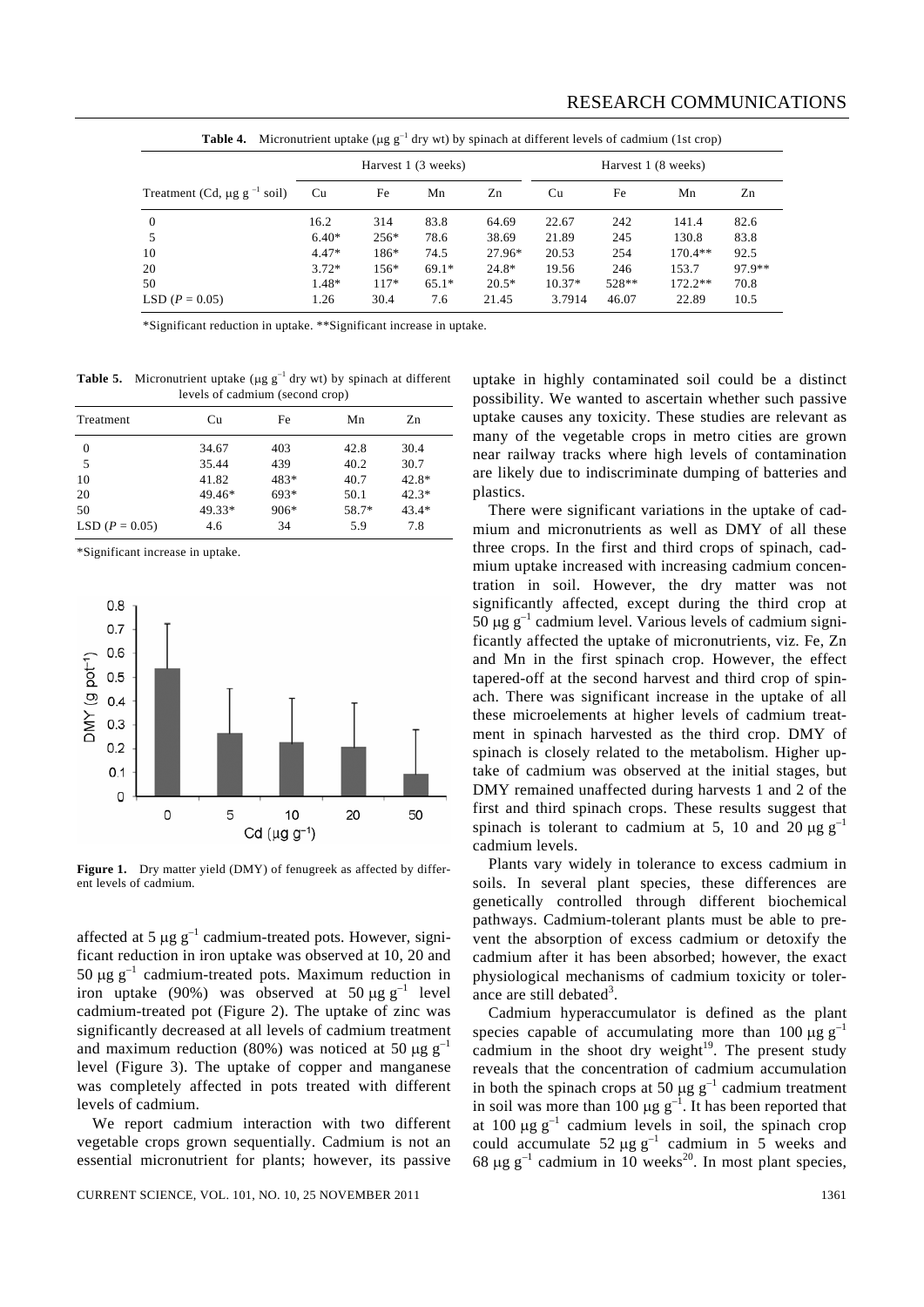**Table 4.** Micronutrient uptake (μg $g^{-1}$ dry wt) by spinach at different levels of cadmium (1st crop)

| Treatment (Cd, μg $g^{-1}$ soil) | Harvest 1 (3 weeks) | | | | Harvest 1 (8 weeks) | | | |
|---|---|---|---|---|---|---|---|---|
| | Cu | Fe | Mn | Zn | Cu | Fe | Mn | Zn |
| 0 | 16.2 | 314 | 83.8 | 64.69 | 22.67 | 242 | 141.4 | 82.6 |
| 5 | 6.40* | 256* | 78.6 | 38.69 | 21.89 | 245 | 130.8 | 83.8 |
| 10 | 4.47* | 186* | 74.5 | 27.96* | 20.53 | 254 | 170.4** | 92.5 |
| 20 | 3.72* | 156* | 69.1* | 24.8* | 19.56 | 246 | 153.7 | 97.9** |
| 50 | 1.48* | 117* | 65.1* | 20.5* | 10.37* | 528** | 172.2** | 70.8 |
| LSD ($P = 0.05$) | 1.26 | 30.4 | 7.6 | 21.45 | 3.7914 | 46.07 | 22.89 | 10.5 |

*Significant reduction in uptake. **Significant increase in uptake.

**Table 5.** Micronutrient uptake (μg $g^{-1}$ dry wt) by spinach at different levels of cadmium (second crop)

| Treatment | Cu | Fe | Mn | Zn |
|---|---|---|---|---|
| 0 | 34.67 | 403 | 42.8 | 30.4 |
| 5 | 35.44 | 439 | 40.2 | 30.7 |
| 10 | 41.82 | 483* | 40.7 | 42.8* |
| 20 | 49.46* | 693* | 50.1 | 42.3* |
| 50 | 49.33* | 906* | 58.7* | 43.4* |
| LSD ($P = 0.05$) | 4.6 | 34 | 5.9 | 7.8 |

*Significant increase in uptake.

**Figure 1.** Dry matter yield (DMY) of fenugreek as affected by different levels of cadmium.

affected at 5 μg $g^{-1}$ cadmium-treated pots. However, significant reduction in iron uptake was observed at 10, 20 and 50 μg $g^{-1}$ cadmium-treated pots. Maximum reduction in iron uptake (90%) was observed at 50 μg $g^{-1}$ level cadmium-treated pot (Figure 2). The uptake of zinc was significantly decreased at all levels of cadmium treatment and maximum reduction (80%) was noticed at 50 μg $g^{-1}$ level (Figure 3). The uptake of copper and manganese was completely affected in pots treated with different levels of cadmium.

We report cadmium interaction with two different vegetable crops grown sequentially. Cadmium is not an essential micronutrient for plants; however, its passive uptake in highly contaminated soil could be a distinct possibility. We wanted to ascertain whether such passive uptake causes any toxicity. These studies are relevant as many of the vegetable crops in metro cities are grown near railway tracks where high levels of contamination are likely due to indiscriminate dumping of batteries and plastics.

There were significant variations in the uptake of cadmium and micronutrients as well as DMY of all these three crops. In the first and third crops of spinach, cadmium uptake increased with increasing cadmium concentration in soil. However, the dry matter was not significantly affected, except during the third crop at 50 μg $g^{-1}$ cadmium level. Various levels of cadmium significantly affected the uptake of micronutrients, viz. Fe, Zn and Mn in the first spinach crop. However, the effect tapered-off at the second harvest and third crop of spinach. There was significant increase in the uptake of all these microelements at higher levels of cadmium treatment in spinach harvested as the third crop. DMY of spinach is closely related to the metabolism. Higher uptake of cadmium was observed at the initial stages, but DMY remained unaffected during harvests 1 and 2 of the first and third spinach crops. These results suggest that spinach is tolerant to cadmium at 5, 10 and 20 μg $g^{-1}$ cadmium levels.

Plants vary widely in tolerance to excess cadmium in soils. In several plant species, these differences are genetically controlled through different biochemical pathways. Cadmium-tolerant plants must be able to prevent the absorption of excess cadmium or detoxify the cadmium after it has been absorbed; however, the exact physiological mechanisms of cadmium toxicity or tolerance are still debated[3].

Cadmium hyperaccumulator is defined as the plant species capable of accumulating more than 100 μg $g^{-1}$ cadmium in the shoot dry weight[19]. The present study reveals that the concentration of cadmium accumulation in both the spinach crops at 50 μg $g^{-1}$ cadmium treatment in soil was more than 100 μg $g^{-1}$. It has been reported that at 100 μg $g^{-1}$ cadmium levels in soil, the spinach crop could accumulate 52 μg $g^{-1}$ cadmium in 5 weeks and 68 μg $g^{-1}$ cadmium in 10 weeks[20]. In most plant species,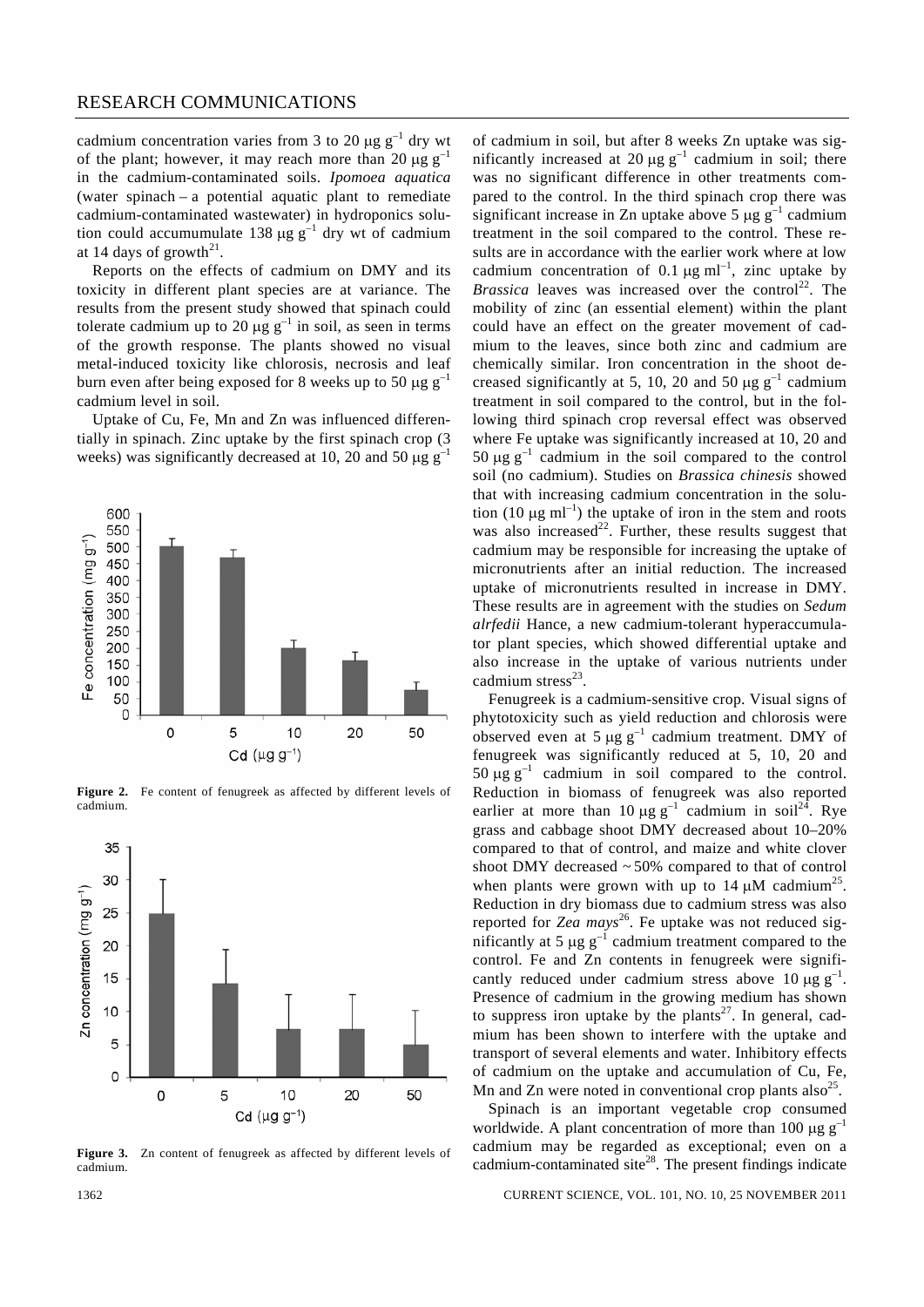cadmium concentration varies from 3 to 20 μg g$^{-1}$ dry wt of the plant; however, it may reach more than 20 μg g$^{-1}$ in the cadmium-contaminated soils. *Ipomoea aquatica* (water spinach – a potential aquatic plant to remediate cadmium-contaminated wastewater) in hydroponics solution could accumumulate 138 μg g$^{-1}$ dry wt of cadmium at 14 days of growth[21].

Reports on the effects of cadmium on DMY and its toxicity in different plant species are at variance. The results from the present study showed that spinach could tolerate cadmium up to 20 μg g$^{-1}$ in soil, as seen in terms of the growth response. The plants showed no visual metal-induced toxicity like chlorosis, necrosis and leaf burn even after being exposed for 8 weeks up to 50 μg g$^{-1}$ cadmium level in soil.

Uptake of Cu, Fe, Mn and Zn was influenced differentially in spinach. Zinc uptake by the first spinach crop (3 weeks) was significantly decreased at 10, 20 and 50 μg g$^{-1}$ of cadmium in soil, but after 8 weeks Zn uptake was significantly increased at 20 μg g$^{-1}$ cadmium in soil; there was no significant difference in other treatments compared to the control. In the third spinach crop there was significant increase in Zn uptake above 5 μg g$^{-1}$ cadmium treatment in the soil compared to the control. These results are in accordance with the earlier work where at low cadmium concentration of 0.1 μg ml$^{-1}$, zinc uptake by *Brassica* leaves was increased over the control[22]. The mobility of zinc (an essential element) within the plant could have an effect on the greater movement of cadmium to the leaves, since both zinc and cadmium are chemically similar. Iron concentration in the shoot decreased significantly at 5, 10, 20 and 50 μg g$^{-1}$ cadmium treatment in soil compared to the control, but in the following third spinach crop reversal effect was observed where Fe uptake was significantly increased at 10, 20 and 50 μg g$^{-1}$ cadmium in the soil compared to the control soil (no cadmium). Studies on *Brassica chinesis* showed that with increasing cadmium concentration in the solution (10 μg ml$^{-1}$) the uptake of iron in the stem and roots was also increased[22]. Further, these results suggest that cadmium may be responsible for increasing the uptake of micronutrients after an initial reduction. The increased uptake of micronutrients resulted in increase in DMY. These results are in agreement with the studies on *Sedum alrfedii* Hance, a new cadmium-tolerant hyperaccumulator plant species, which showed differential uptake and also increase in the uptake of various nutrients under cadmium stress[23].

**Figure 2.** Fe content of fenugreek as affected by different levels of cadmium.

**Figure 3.** Zn content of fenugreek as affected by different levels of cadmium.

Fenugreek is a cadmium-sensitive crop. Visual signs of phytotoxicity such as yield reduction and chlorosis were observed even at 5 μg g$^{-1}$ cadmium treatment. DMY of fenugreek was significantly reduced at 5, 10, 20 and 50 μg g$^{-1}$ cadmium in soil compared to the control. Reduction in biomass of fenugreek was also reported earlier at more than 10 μg g$^{-1}$ cadmium in soil[24]. Rye grass and cabbage shoot DMY decreased about 10–20% compared to that of control, and maize and white clover shoot DMY decreased ~ 50% compared to that of control when plants were grown with up to 14 μM cadmium[25]. Reduction in dry biomass due to cadmium stress was also reported for *Zea mays*[26]. Fe uptake was not reduced significantly at 5 μg g$^{-1}$ cadmium treatment compared to the control. Fe and Zn contents in fenugreek were significantly reduced under cadmium stress above 10 μg g$^{-1}$. Presence of cadmium in the growing medium has shown to suppress iron uptake by the plants[27]. In general, cadmium has been shown to interfere with the uptake and transport of several elements and water. Inhibitory effects of cadmium on the uptake and accumulation of Cu, Fe, Mn and Zn were noted in conventional crop plants also[25].

Spinach is an important vegetable crop consumed worldwide. A plant concentration of more than 100 μg g$^{-1}$ cadmium may be regarded as exceptional; even on a cadmium-contaminated site[28]. The present findings indicate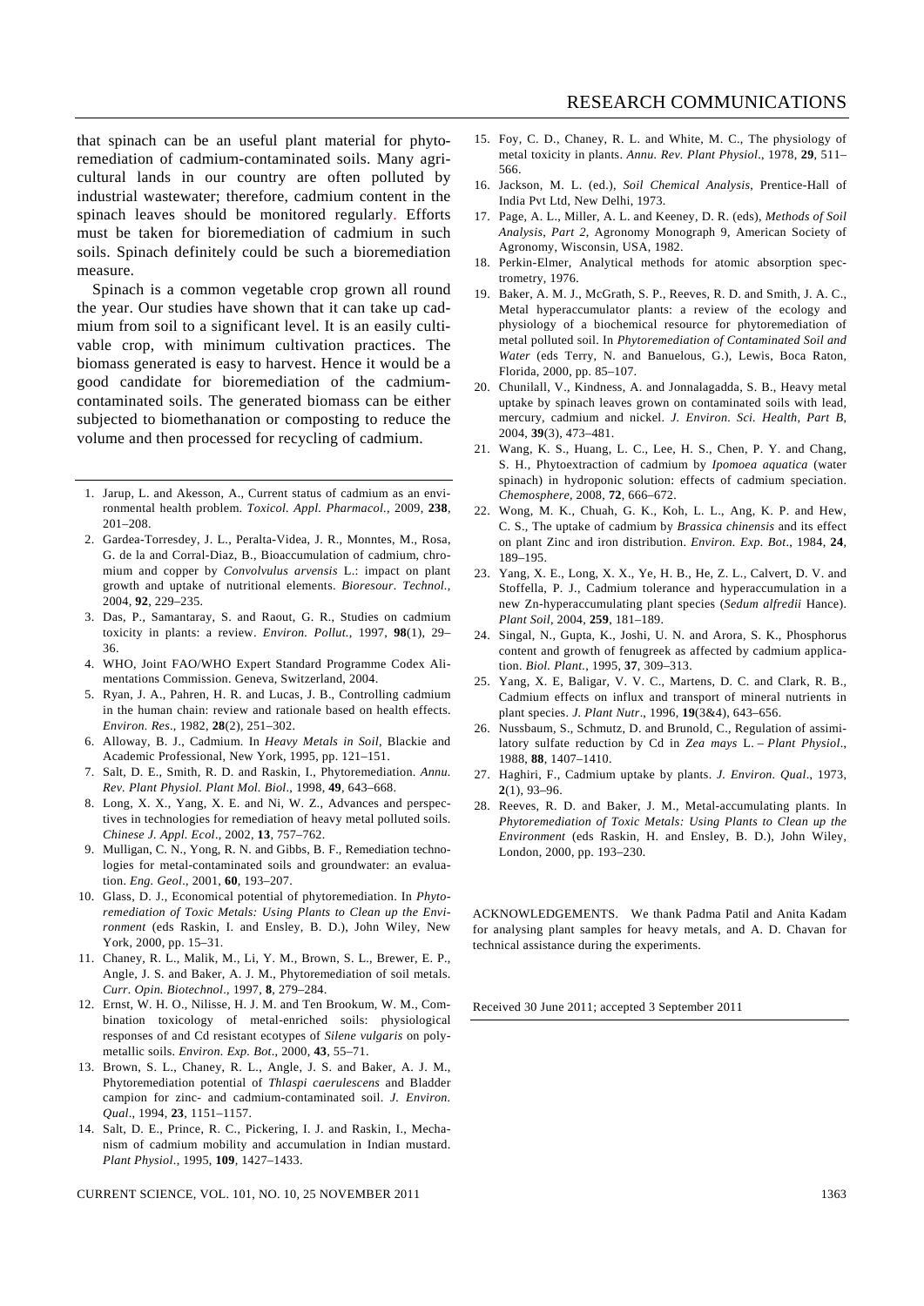that spinach can be an useful plant material for phytoremediation of cadmium-contaminated soils. Many agricultural lands in our country are often polluted by industrial wastewater; therefore, cadmium content in the spinach leaves should be monitored regularly. Efforts must be taken for bioremediation of cadmium in such soils. Spinach definitely could be such a bioremediation measure.

Spinach is a common vegetable crop grown all round the year. Our studies have shown that it can take up cadmium from soil to a significant level. It is an easily cultivable crop, with minimum cultivation practices. The biomass generated is easy to harvest. Hence it would be a good candidate for bioremediation of the cadmium-contaminated soils. The generated biomass can be either subjected to biomethanation or composting to reduce the volume and then processed for recycling of cadmium.

1. Jarup, L. and Akesson, A., Current status of cadmium as an environmental health problem. *Toxicol. Appl. Pharmacol.*, 2009, **238**, 201–208.
2. Gardea-Torresdey, J. L., Peralta-Videa, J. R., Monntes, M., Rosa, G. de la and Corral-Diaz, B., Bioaccumulation of cadmium, chromium and copper by *Convolvulus arvensis* L.: impact on plant growth and uptake of nutritional elements. *Bioresour. Technol.*, 2004, **92**, 229–235.
3. Das, P., Samantaray, S. and Raout, G. R., Studies on cadmium toxicity in plants: a review. *Environ. Pollut.*, 1997, **98**(1), 29–36.
4. WHO, Joint FAO/WHO Expert Standard Programme Codex Alimentations Commission. Geneva, Switzerland, 2004.
5. Ryan, J. A., Pahren, H. R. and Lucas, J. B., Controlling cadmium in the human chain: review and rationale based on health effects. *Environ. Res*., 1982, **28**(2), 251–302.
6. Alloway, B. J., Cadmium. In *Heavy Metals in Soil*, Blackie and Academic Professional, New York, 1995, pp. 121–151.
7. Salt, D. E., Smith, R. D. and Raskin, I., Phytoremediation. *Annu. Rev. Plant Physiol. Plant Mol. Biol*., 1998, **49**, 643–668.
8. Long, X. X., Yang, X. E. and Ni, W. Z., Advances and perspectives in technologies for remediation of heavy metal polluted soils. *Chinese J. Appl. Ecol*., 2002, **13**, 757–762.
9. Mulligan, C. N., Yong, R. N. and Gibbs, B. F., Remediation technologies for metal-contaminated soils and groundwater: an evaluation. *Eng. Geol*., 2001, **60**, 193–207.
10. Glass, D. J., Economical potential of phytoremediation. In *Phytoremediation of Toxic Metals: Using Plants to Clean up the Environment* (eds Raskin, I. and Ensley, B. D.), John Wiley, New York, 2000, pp. 15–31.
11. Chaney, R. L., Malik, M., Li, Y. M., Brown, S. L., Brewer, E. P., Angle, J. S. and Baker, A. J. M., Phytoremediation of soil metals. *Curr. Opin. Biotechnol*., 1997, **8**, 279–284.
12. Ernst, W. H. O., Nilisse, H. J. M. and Ten Brookum, W. M., Combination toxicology of metal-enriched soils: physiological responses of and Cd resistant ecotypes of *Silene vulgaris* on polymetallic soils. *Environ. Exp. Bot*., 2000, **43**, 55–71.
13. Brown, S. L., Chaney, R. L., Angle, J. S. and Baker, A. J. M., Phytoremediation potential of *Thlaspi caerulescens* and Bladder campion for zinc- and cadmium-contaminated soil. *J. Environ. Qual*., 1994, **23**, 1151–1157.
14. Salt, D. E., Prince, R. C., Pickering, I. J. and Raskin, I., Mechanism of cadmium mobility and accumulation in Indian mustard. *Plant Physiol*., 1995, **109**, 1427–1433.
15. Foy, C. D., Chaney, R. L. and White, M. C., The physiology of metal toxicity in plants. *Annu. Rev. Plant Physiol*., 1978, **29**, 511–566.
16. Jackson, M. L. (ed.), *Soil Chemical Analysis*, Prentice-Hall of India Pvt Ltd, New Delhi, 1973.
17. Page, A. L., Miller, A. L. and Keeney, D. R. (eds), *Methods of Soil Analysis*, *Part 2*, Agronomy Monograph 9, American Society of Agronomy, Wisconsin, USA, 1982.
18. Perkin-Elmer, Analytical methods for atomic absorption spectrometry, 1976.
19. Baker, A. M. J., McGrath, S. P., Reeves, R. D. and Smith, J. A. C., Metal hyperaccumulator plants: a review of the ecology and physiology of a biochemical resource for phytoremediation of metal polluted soil. In *Phytoremediation of Contaminated Soil and Water* (eds Terry, N. and Banuelous, G.), Lewis, Boca Raton, Florida, 2000, pp. 85–107.
20. Chunilall, V., Kindness, A. and Jonnalagadda, S. B., Heavy metal uptake by spinach leaves grown on contaminated soils with lead, mercury, cadmium and nickel. *J. Environ. Sci. Health, Part B*, 2004, **39**(3), 473–481.
21. Wang, K. S., Huang, L. C., Lee, H. S., Chen, P. Y. and Chang, S. H., Phytoextraction of cadmium by *Ipomoea aquatica* (water spinach) in hydroponic solution: effects of cadmium speciation. *Chemosphere*, 2008, **72**, 666–672.
22. Wong, M. K., Chuah, G. K., Koh, L. L., Ang, K. P. and Hew, C. S., The uptake of cadmium by *Brassica chinensis* and its effect on plant Zinc and iron distribution. *Environ. Exp. Bot*., 1984, **24**, 189–195.
23. Yang, X. E., Long, X. X., Ye, H. B., He, Z. L., Calvert, D. V. and Stoffella, P. J., Cadmium tolerance and hyperaccumulation in a new Zn-hyperaccumulating plant species (*Sedum alfredii* Hance). *Plant Soil*, 2004, **259**, 181–189.
24. Singal, N., Gupta, K., Joshi, U. N. and Arora, S. K., Phosphorus content and growth of fenugreek as affected by cadmium application. *Biol. Plant.*, 1995, **37**, 309–313.
25. Yang, X. E, Baligar, V. V. C., Martens, D. C. and Clark, R. B., Cadmium effects on influx and transport of mineral nutrients in plant species. *J. Plant Nutr*., 1996, **19**(3&4), 643–656.
26. Nussbaum, S., Schmutz, D. and Brunold, C., Regulation of assimilatory sulfate reduction by Cd in *Zea mays* L. – *Plant Physiol*., 1988, **88**, 1407–1410.
27. Haghiri, F., Cadmium uptake by plants. *J. Environ. Qual*., 1973, **2**(1), 93–96.
28. Reeves, R. D. and Baker, J. M., Metal-accumulating plants. In *Phytoremediation of Toxic Metals: Using Plants to Clean up the Environment* (eds Raskin, H. and Ensley, B. D.), John Wiley, London, 2000, pp. 193–230.

ACKNOWLEDGEMENTS. We thank Padma Patil and Anita Kadam for analysing plant samples for heavy metals, and A. D. Chavan for technical assistance during the experiments.

Received 30 June 2011; accepted 3 September 2011